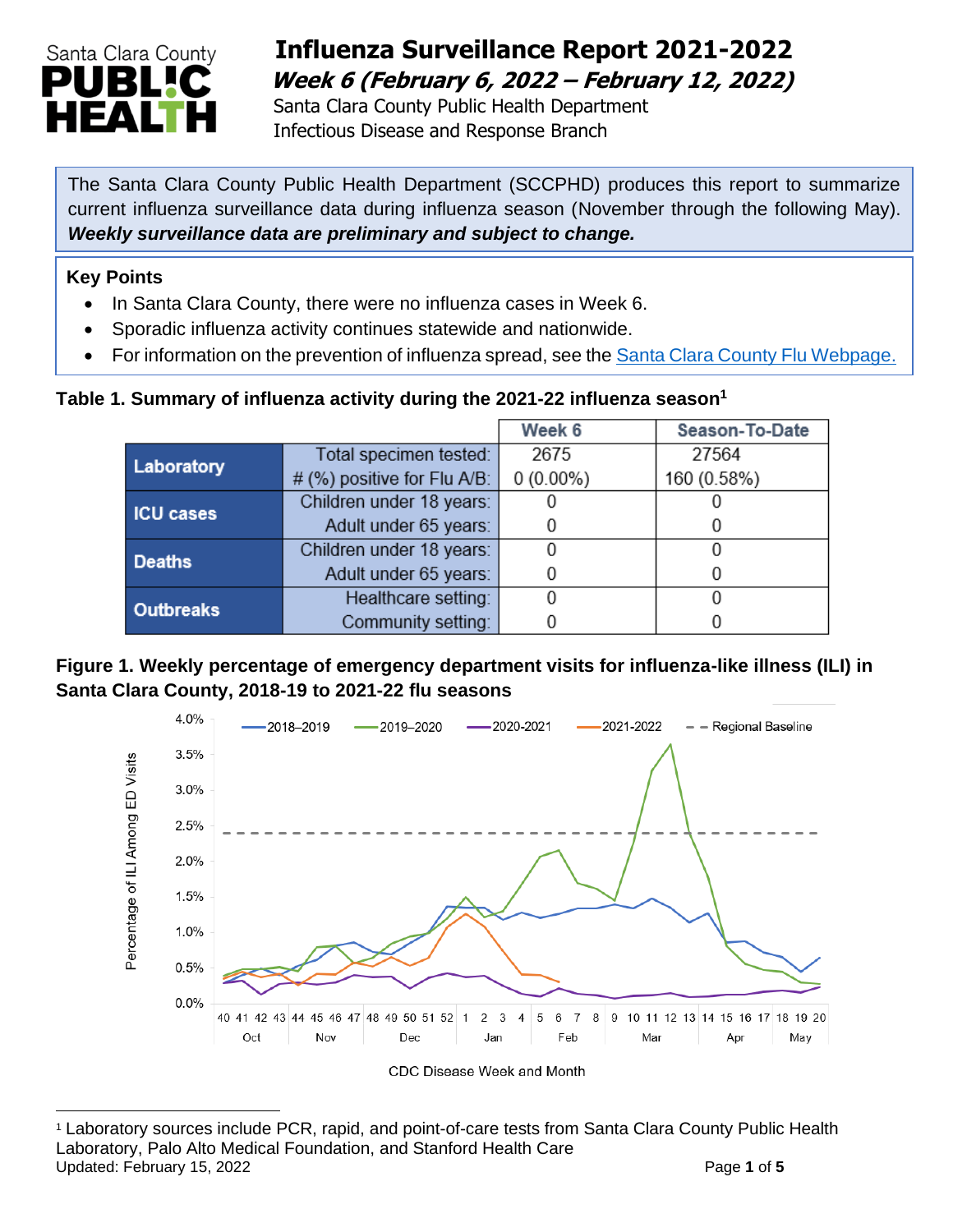# Influenza Surveillance Report 2021-2022

***Week 6 (February 6, 2022 – February 12, 2022)***

Santa Clara County Public Health Department
Infectious Disease and Response Branch

The Santa Clara County Public Health Department (SCCPHD) produces this report to summarize current influenza surveillance data during influenza season (November through the following May). ***Weekly surveillance data are preliminary and subject to change.***

**Key Points**

- In Santa Clara County, there were no influenza cases in Week 6.
- Sporadic influenza activity continues statewide and nationwide.
- For information on the prevention of influenza spread, see the Santa Clara County Flu Webpage.

**Table 1. Summary of influenza activity during the 2021-22 influenza season[1]**

| | | Week 6 | Season-To-Date |
|---|---|---|---|
| Laboratory | Total specimen tested: | 2675 | 27564 |
| | # (%) positive for Flu A/B: | 0 (0.00%) | 160 (0.58%) |
| ICU cases | Children under 18 years: | 0 | 0 |
| | Adult under 65 years: | 0 | 0 |
| Deaths | Children under 18 years: | 0 | 0 |
| | Adult under 65 years: | 0 | 0 |
| Outbreaks | Healthcare setting: | 0 | 0 |
| | Community setting: | 0 | 0 |

**Figure 1. Weekly percentage of emergency department visits for influenza-like illness (ILI) in Santa Clara County, 2018-19 to 2021-22 flu seasons**

[1] Laboratory sources include PCR, rapid, and point-of-care tests from Santa Clara County Public Health Laboratory, Palo Alto Medical Foundation, and Stanford Health Care

Updated: February 15, 2022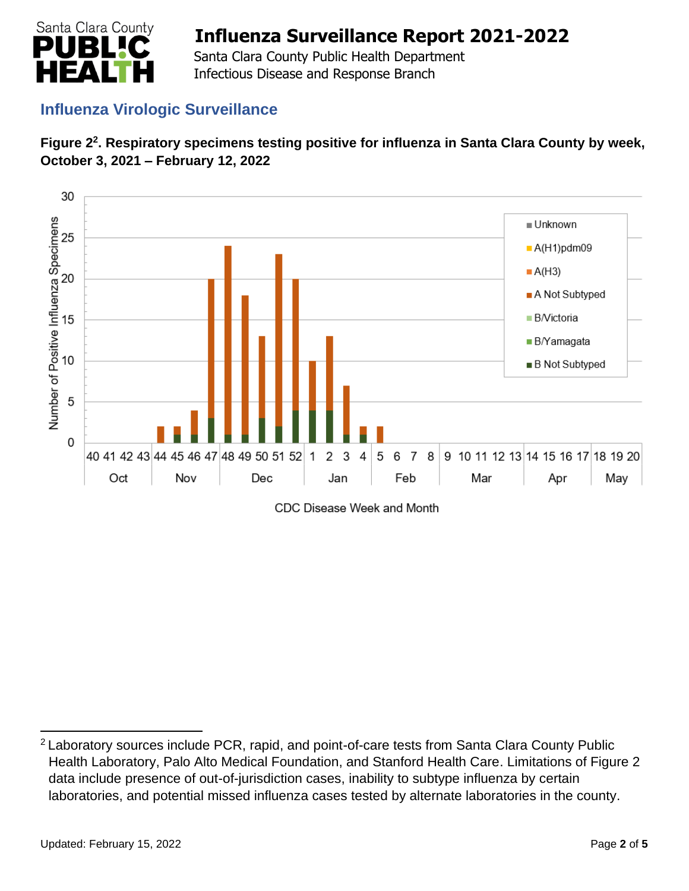## Influenza Virologic Surveillance

**Figure 2[2]. Respiratory specimens testing positive for influenza in Santa Clara County by week, October 3, 2021 – February 12, 2022**

---

[2] Laboratory sources include PCR, rapid, and point-of-care tests from Santa Clara County Public Health Laboratory, Palo Alto Medical Foundation, and Stanford Health Care. Limitations of Figure 2 data include presence of out-of-jurisdiction cases, inability to subtype influenza by certain laboratories, and potential missed influenza cases tested by alternate laboratories in the county.

Updated: February 15, 2022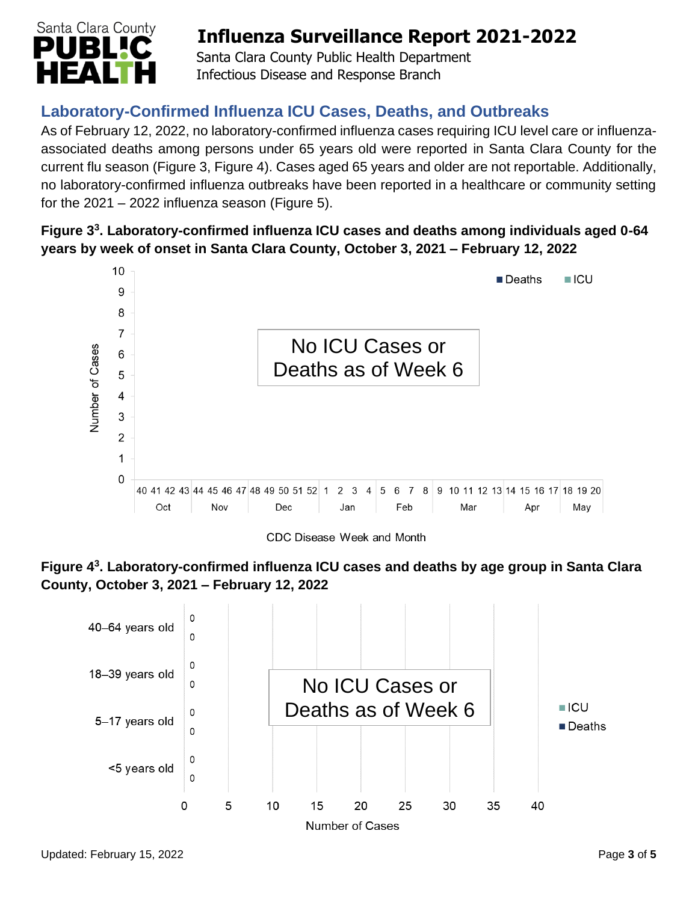## Laboratory-Confirmed Influenza ICU Cases, Deaths, and Outbreaks

As of February 12, 2022, no laboratory-confirmed influenza cases requiring ICU level care or influenza-associated deaths among persons under 65 years old were reported in Santa Clara County for the current flu season (Figure 3, Figure 4). Cases aged 65 years and older are not reportable. Additionally, no laboratory-confirmed influenza outbreaks have been reported in a healthcare or community setting for the 2021 – 2022 influenza season (Figure 5).

**Figure 3[3]. Laboratory-confirmed influenza ICU cases and deaths among individuals aged 0-64 years by week of onset in Santa Clara County, October 3, 2021 – February 12, 2022**

No ICU Cases or Deaths as of Week 6

**Figure 4[3]. Laboratory-confirmed influenza ICU cases and deaths by age group in Santa Clara County, October 3, 2021 – February 12, 2022**

| Age group | ICU | Deaths |
|---|---|---|
| 40–64 years old | 0 | 0 |
| 18–39 years old | 0 | 0 |
| 5–17 years old | 0 | 0 |
| <5 years old | 0 | 0 |

No ICU Cases or Deaths as of Week 6

Updated: February 15, 2022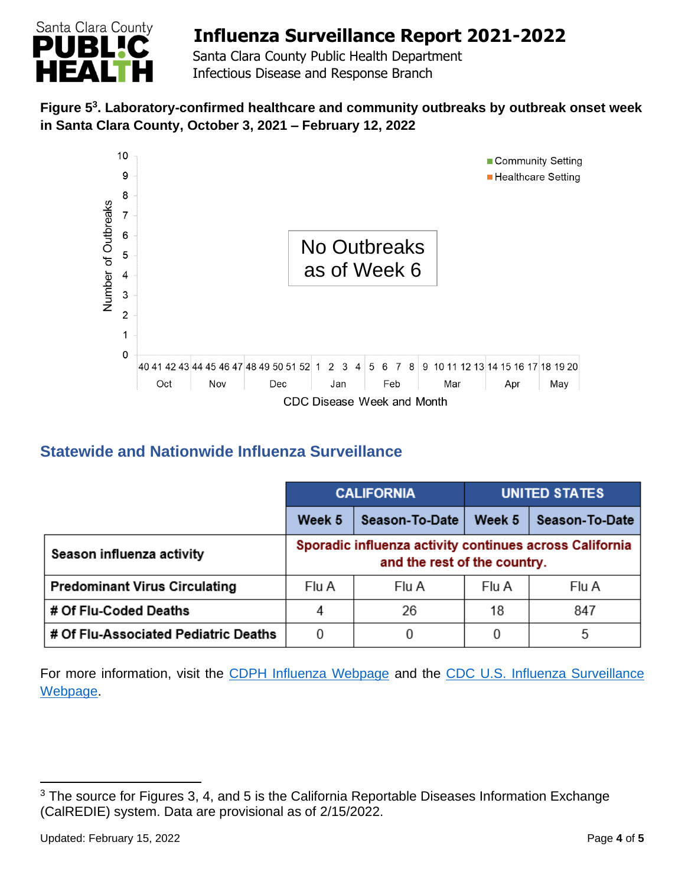**Figure 5[3]. Laboratory-confirmed healthcare and community outbreaks by outbreak onset week in Santa Clara County, October 3, 2021 – February 12, 2022**

## Statewide and Nationwide Influenza Surveillance

| | CALIFORNIA | | UNITED STATES | |
|---|---|---|---|---|
| | Week 5 | Season-To-Date | Week 5 | Season-To-Date |
| Season influenza activity | Sporadic influenza activity continues across California and the rest of the country. | | | |
| Predominant Virus Circulating | Flu A | Flu A | Flu A | Flu A |
| # Of Flu-Coded Deaths | 4 | 26 | 18 | 847 |
| # Of Flu-Associated Pediatric Deaths | 0 | 0 | 0 | 5 |

For more information, visit the CDPH Influenza Webpage and the CDC U.S. Influenza Surveillance Webpage.

[3] The source for Figures 3, 4, and 5 is the California Reportable Diseases Information Exchange (CalREDIE) system. Data are provisional as of 2/15/2022.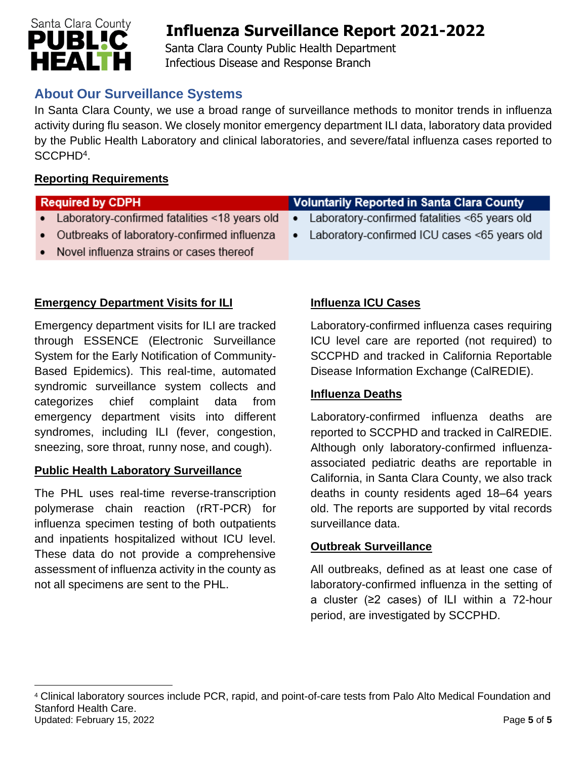# Influenza Surveillance Report 2021-2022

Santa Clara County Public Health Department
Infectious Disease and Response Branch

## About Our Surveillance Systems

In Santa Clara County, we use a broad range of surveillance methods to monitor trends in influenza activity during flu season. We closely monitor emergency department ILI data, laboratory data provided by the Public Health Laboratory and clinical laboratories, and severe/fatal influenza cases reported to SCCPHD[4].

### Reporting Requirements

| Required by CDPH | Voluntarily Reported in Santa Clara County |
|---|---|
| • Laboratory-confirmed fatalities <18 years old | • Laboratory-confirmed fatalities <65 years old |
| • Outbreaks of laboratory-confirmed influenza | • Laboratory-confirmed ICU cases <65 years old |
| • Novel influenza strains or cases thereof | |

### Emergency Department Visits for ILI

Emergency department visits for ILI are tracked through ESSENCE (Electronic Surveillance System for the Early Notification of Community-Based Epidemics). This real-time, automated syndromic surveillance system collects and categorizes chief complaint data from emergency department visits into different syndromes, including ILI (fever, congestion, sneezing, sore throat, runny nose, and cough).

### Public Health Laboratory Surveillance

The PHL uses real-time reverse-transcription polymerase chain reaction (rRT-PCR) for influenza specimen testing of both outpatients and inpatients hospitalized without ICU level. These data do not provide a comprehensive assessment of influenza activity in the county as not all specimens are sent to the PHL.

### Influenza ICU Cases

Laboratory-confirmed influenza cases requiring ICU level care are reported (not required) to SCCPHD and tracked in California Reportable Disease Information Exchange (CalREDIE).

### Influenza Deaths

Laboratory-confirmed influenza deaths are reported to SCCPHD and tracked in CalREDIE. Although only laboratory-confirmed influenza-associated pediatric deaths are reportable in California, in Santa Clara County, we also track deaths in county residents aged 18–64 years old. The reports are supported by vital records surveillance data.

### Outbreak Surveillance

All outbreaks, defined as at least one case of laboratory-confirmed influenza in the setting of a cluster (≥2 cases) of ILI within a 72-hour period, are investigated by SCCPHD.

---

[4] Clinical laboratory sources include PCR, rapid, and point-of-care tests from Palo Alto Medical Foundation and Stanford Health Care.

Updated: February 15, 2022